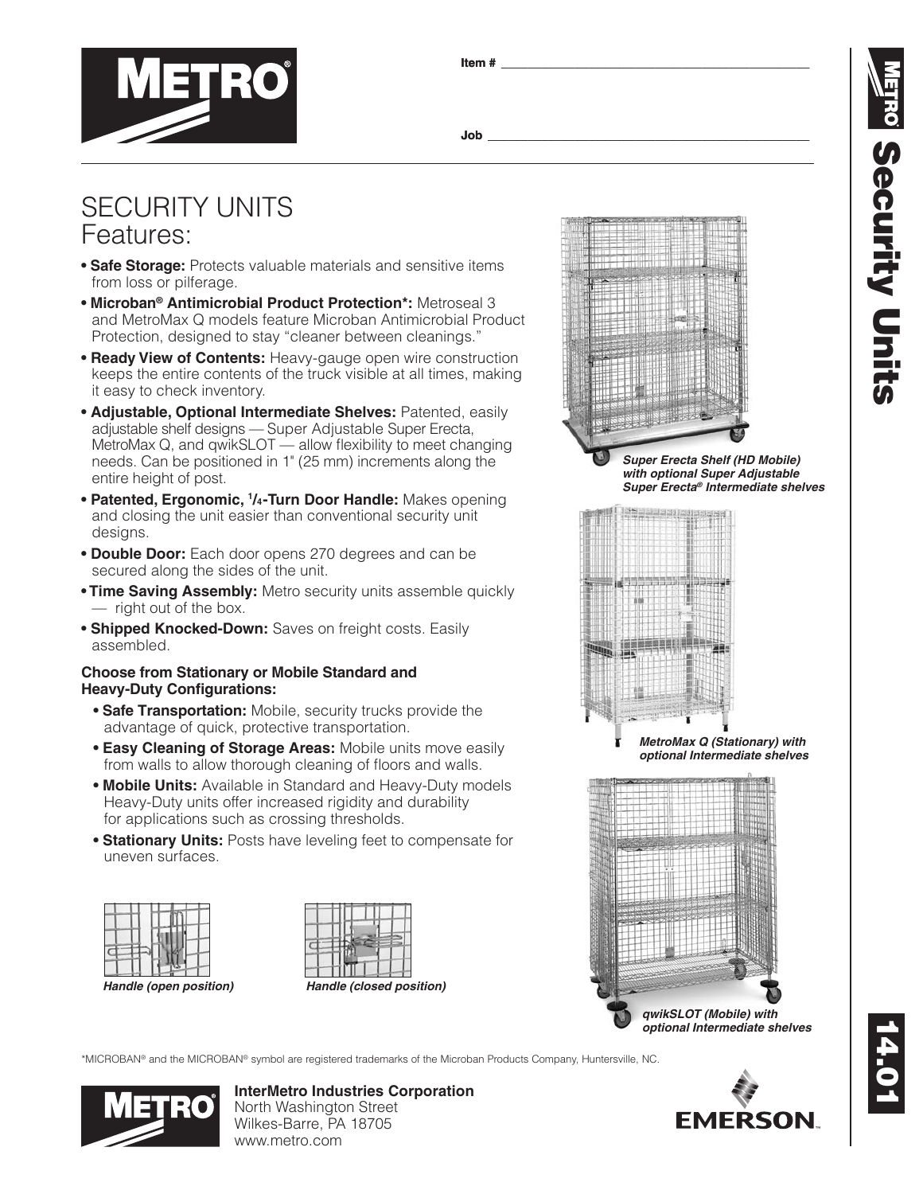Item # ____________________

Job ____________________

# SECURITY UNITS
## Features:

- **Safe Storage:** Protects valuable materials and sensitive items from loss or pilferage.
- **Microban® Antimicrobial Product Protection*:** Metroseal 3 and MetroMax Q models feature Microban Antimicrobial Product Protection, designed to stay "cleaner between cleanings."
- **Ready View of Contents:** Heavy-gauge open wire construction keeps the entire contents of the truck visible at all times, making it easy to check inventory.
- **Adjustable, Optional Intermediate Shelves:** Patented, easily adjustable shelf designs — Super Adjustable Super Erecta, MetroMax Q, and qwikSLOT — allow flexibility to meet changing needs. Can be positioned in 1" (25 mm) increments along the entire height of post.
- **Patented, Ergonomic, 1/4-Turn Door Handle:** Makes opening and closing the unit easier than conventional security unit designs.
- **Double Door:** Each door opens 270 degrees and can be secured along the sides of the unit.
- **Time Saving Assembly:** Metro security units assemble quickly — right out of the box.
- **Shipped Knocked-Down:** Saves on freight costs. Easily assembled.

**Choose from Stationary or Mobile Standard and Heavy-Duty Configurations:**

- **Safe Transportation:** Mobile, security trucks provide the advantage of quick, protective transportation.
- **Easy Cleaning of Storage Areas:** Mobile units move easily from walls to allow thorough cleaning of floors and walls.
- **Mobile Units:** Available in Standard and Heavy-Duty models Heavy-Duty units offer increased rigidity and durability for applications such as crossing thresholds.
- **Stationary Units:** Posts have leveling feet to compensate for uneven surfaces.

*Handle (open position)*

*Handle (closed position)*

*Super Erecta Shelf (HD Mobile) with optional Super Adjustable Super Erecta® Intermediate shelves*

*MetroMax Q (Stationary) with optional Intermediate shelves*

*qwikSLOT (Mobile) with optional Intermediate shelves*

*MICROBAN® and the MICROBAN® symbol are registered trademarks of the Microban Products Company, Huntersville, NC.

**InterMetro Industries Corporation**
North Washington Street
Wilkes-Barre, PA 18705
www.metro.com

Security Units

14.01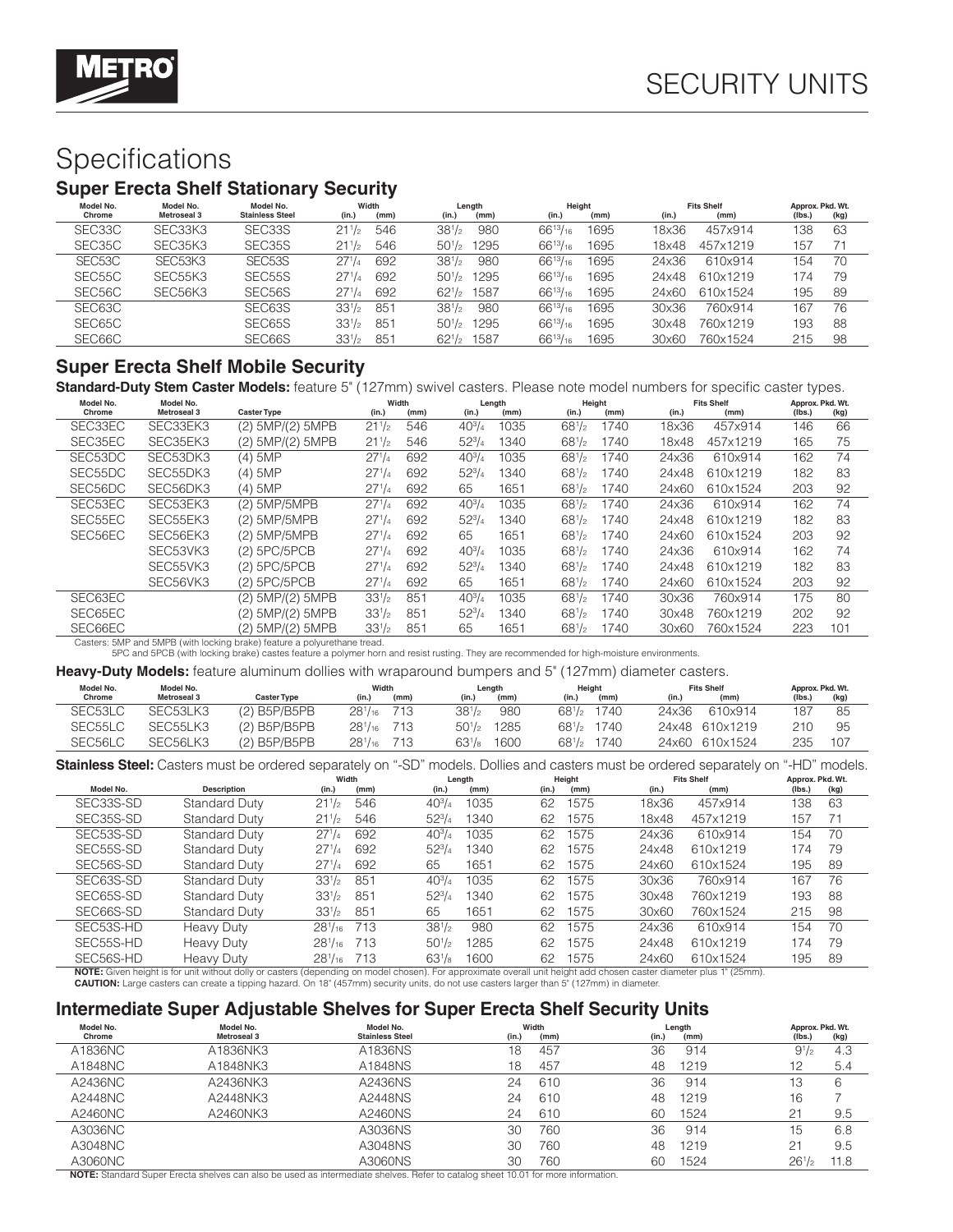# SECURITY UNITS

## Specifications

### Super Erecta Shelf Stationary Security

| Model No. Chrome | Model No. Metroseal 3 | Model No. Stainless Steel | Width (in.) | Width (mm) | Length (in.) | Length (mm) | Height (in.) | Height (mm) | Fits Shelf (in.) | Fits Shelf (mm) | Approx. Pkd. Wt. (lbs.) | Approx. Pkd. Wt. (kg) |
|---|---|---|---|---|---|---|---|---|---|---|---|---|
| SEC33C | SEC33K3 | SEC33S | 21 1/2 | 546 | 38 1/2 | 980 | 66 13/16 | 1695 | 18x36 | 457x914 | 138 | 63 |
| SEC35C | SEC35K3 | SEC35S | 21 1/2 | 546 | 50 1/2 | 1295 | 66 13/16 | 1695 | 18x48 | 457x1219 | 157 | 71 |
| SEC53C | SEC53K3 | SEC53S | 27 1/4 | 692 | 38 1/2 | 980 | 66 13/16 | 1695 | 24x36 | 610x914 | 154 | 70 |
| SEC55C | SEC55K3 | SEC55S | 27 1/4 | 692 | 50 1/2 | 1295 | 66 13/16 | 1695 | 24x48 | 610x1219 | 174 | 79 |
| SEC56C | SEC56K3 | SEC56S | 27 1/4 | 692 | 62 1/2 | 1587 | 66 13/16 | 1695 | 24x60 | 610x1524 | 195 | 89 |
| SEC63C | | SEC63S | 33 1/2 | 851 | 38 1/2 | 980 | 66 13/16 | 1695 | 30x36 | 760x914 | 167 | 76 |
| SEC65C | | SEC65S | 33 1/2 | 851 | 50 1/2 | 1295 | 66 13/16 | 1695 | 30x48 | 760x1219 | 193 | 88 |
| SEC66C | | SEC66S | 33 1/2 | 851 | 62 1/2 | 1587 | 66 13/16 | 1695 | 30x60 | 760x1524 | 215 | 98 |

### Super Erecta Shelf Mobile Security

**Standard-Duty Stem Caster Models:** feature 5" (127mm) swivel casters. Please note model numbers for specific caster types.

| Model No. Chrome | Model No. Metroseal 3 | Caster Type | Width (in.) | Width (mm) | Length (in.) | Length (mm) | Height (in.) | Height (mm) | Fits Shelf (in.) | Fits Shelf (mm) | Approx. Pkd. Wt. (lbs.) | Approx. Pkd. Wt. (kg) |
|---|---|---|---|---|---|---|---|---|---|---|---|---|
| SEC33EC | SEC33EK3 | (2) 5MP/(2) 5MPB | 21 1/2 | 546 | 40 3/4 | 1035 | 68 1/2 | 1740 | 18x36 | 457x914 | 146 | 66 |
| SEC35EC | SEC35EK3 | (2) 5MP/(2) 5MPB | 21 1/2 | 546 | 52 3/4 | 1340 | 68 1/2 | 1740 | 18x48 | 457x1219 | 165 | 75 |
| SEC53DC | SEC53DK3 | (4) 5MP | 27 1/4 | 692 | 40 3/4 | 1035 | 68 1/2 | 1740 | 24x36 | 610x914 | 162 | 74 |
| SEC55DC | SEC55DK3 | (4) 5MP | 27 1/4 | 692 | 52 3/4 | 1340 | 68 1/2 | 1740 | 24x48 | 610x1219 | 182 | 83 |
| SEC56DC | SEC56DK3 | (4) 5MP | 27 1/4 | 692 | 65 | 1651 | 68 1/2 | 1740 | 24x60 | 610x1524 | 203 | 92 |
| SEC53EC | SEC53EK3 | (2) 5MP/5MPB | 27 1/4 | 692 | 40 3/4 | 1035 | 68 1/2 | 1740 | 24x36 | 610x914 | 162 | 74 |
| SEC55EC | SEC55EK3 | (2) 5MP/5MPB | 27 1/4 | 692 | 52 3/4 | 1340 | 68 1/2 | 1740 | 24x48 | 610x1219 | 182 | 83 |
| SEC56EC | SEC56EK3 | (2) 5MP/5MPB | 27 1/4 | 692 | 65 | 1651 | 68 1/2 | 1740 | 24x60 | 610x1524 | 203 | 92 |
| | SEC53VK3 | (2) 5PC/5PCB | 27 1/4 | 692 | 40 3/4 | 1035 | 68 1/2 | 1740 | 24x36 | 610x914 | 162 | 74 |
| | SEC55VK3 | (2) 5PC/5PCB | 27 1/4 | 692 | 52 3/4 | 1340 | 68 1/2 | 1740 | 24x48 | 610x1219 | 182 | 83 |
| | SEC56VK3 | (2) 5PC/5PCB | 27 1/4 | 692 | 65 | 1651 | 68 1/2 | 1740 | 24x60 | 610x1524 | 203 | 92 |
| SEC63EC | | (2) 5MP/(2) 5MPB | 33 1/2 | 851 | 40 3/4 | 1035 | 68 1/2 | 1740 | 30x36 | 760x914 | 175 | 80 |
| SEC65EC | | (2) 5MP/(2) 5MPB | 33 1/2 | 851 | 52 3/4 | 1340 | 68 1/2 | 1740 | 30x48 | 760x1219 | 202 | 92 |
| SEC66EC | | (2) 5MP/(2) 5MPB | 33 1/2 | 851 | 65 | 1651 | 68 1/2 | 1740 | 30x60 | 760x1524 | 223 | 101 |

Casters: 5MP and 5MPB (with locking brake) feature a polyurethane tread.
5PC and 5PCB (with locking brake) castes feature a polymer horn and resist rusting. They are recommended for high-moisture environments.

**Heavy-Duty Models:** feature aluminum dollies with wraparound bumpers and 5" (127mm) diameter casters.

| Model No. Chrome | Model No. Metroseal 3 | Caster Type | Width (in.) | Width (mm) | Length (in.) | Length (mm) | Height (in.) | Height (mm) | Fits Shelf (in.) | Fits Shelf (mm) | Approx. Pkd. Wt. (lbs.) | Approx. Pkd. Wt. (kg) |
|---|---|---|---|---|---|---|---|---|---|---|---|---|
| SEC53LC | SEC53LK3 | (2) B5P/B5PB | 28 1/16 | 713 | 38 1/2 | 980 | 68 1/2 | 1740 | 24x36 | 610x914 | 187 | 85 |
| SEC55LC | SEC55LK3 | (2) B5P/B5PB | 28 1/16 | 713 | 50 1/2 | 1285 | 68 1/2 | 1740 | 24x48 | 610x1219 | 210 | 95 |
| SEC56LC | SEC56LK3 | (2) B5P/B5PB | 28 1/16 | 713 | 63 1/8 | 1600 | 68 1/2 | 1740 | 24x60 | 610x1524 | 235 | 107 |

**Stainless Steel:** Casters must be ordered separately on "-SD" models. Dollies and casters must be ordered separately on "-HD" models.

| Model No. | Description | Width (in.) | Width (mm) | Length (in.) | Length (mm) | Height (in.) | Height (mm) | Fits Shelf (in.) | Fits Shelf (mm) | Approx. Pkd. Wt. (lbs.) | Approx. Pkd. Wt. (kg) |
|---|---|---|---|---|---|---|---|---|---|---|---|
| SEC33S-SD | Standard Duty | 21 1/2 | 546 | 40 3/4 | 1035 | 62 | 1575 | 18x36 | 457x914 | 138 | 63 |
| SEC35S-SD | Standard Duty | 21 1/2 | 546 | 52 3/4 | 1340 | 62 | 1575 | 18x48 | 457x1219 | 157 | 71 |
| SEC53S-SD | Standard Duty | 27 1/4 | 692 | 40 3/4 | 1035 | 62 | 1575 | 24x36 | 610x914 | 154 | 70 |
| SEC55S-SD | Standard Duty | 27 1/4 | 692 | 52 3/4 | 1340 | 62 | 1575 | 24x48 | 610x1219 | 174 | 79 |
| SEC56S-SD | Standard Duty | 27 1/4 | 692 | 65 | 1651 | 62 | 1575 | 24x60 | 610x1524 | 195 | 89 |
| SEC63S-SD | Standard Duty | 33 1/2 | 851 | 40 3/4 | 1035 | 62 | 1575 | 30x36 | 760x914 | 167 | 76 |
| SEC65S-SD | Standard Duty | 33 1/2 | 851 | 52 3/4 | 1340 | 62 | 1575 | 30x48 | 760x1219 | 193 | 88 |
| SEC66S-SD | Standard Duty | 33 1/2 | 851 | 65 | 1651 | 62 | 1575 | 30x60 | 760x1524 | 215 | 98 |
| SEC53S-HD | Heavy Duty | 28 1/16 | 713 | 38 1/2 | 980 | 62 | 1575 | 24x36 | 610x914 | 154 | 70 |
| SEC55S-HD | Heavy Duty | 28 1/16 | 713 | 50 1/2 | 1285 | 62 | 1575 | 24x48 | 610x1219 | 174 | 79 |
| SEC56S-HD | Heavy Duty | 28 1/16 | 713 | 63 1/8 | 1600 | 62 | 1575 | 24x60 | 610x1524 | 195 | 89 |

**NOTE:** Given height is for unit without dolly or casters (depending on model chosen). For approximate overall unit height add chosen caster diameter plus 1" (25mm).
**CAUTION:** Large casters can create a tipping hazard. On 18" (457mm) security units, do not use casters larger than 5" (127mm) in diameter.

### Intermediate Super Adjustable Shelves for Super Erecta Shelf Security Units

| Model No. Chrome | Model No. Metroseal 3 | Model No. Stainless Steel | Width (in.) | Width (mm) | Length (in.) | Length (mm) | Approx. Pkd. Wt. (lbs.) | Approx. Pkd. Wt. (kg) |
|---|---|---|---|---|---|---|---|---|
| A1836NC | A1836NK3 | A1836NS | 18 | 457 | 36 | 914 | 9 1/2 | 4.3 |
| A1848NC | A1848NK3 | A1848NS | 18 | 457 | 48 | 1219 | 12 | 5.4 |
| A2436NC | A2436NK3 | A2436NS | 24 | 610 | 36 | 914 | 13 | 6 |
| A2448NC | A2448NK3 | A2448NS | 24 | 610 | 48 | 1219 | 16 | 7 |
| A2460NC | A2460NK3 | A2460NS | 24 | 610 | 60 | 1524 | 21 | 9.5 |
| A3036NC | | A3036NS | 30 | 760 | 36 | 914 | 15 | 6.8 |
| A3048NC | | A3048NS | 30 | 760 | 48 | 1219 | 21 | 9.5 |
| A3060NC | | A3060NS | 30 | 760 | 60 | 1524 | 26 1/2 | 11.8 |

**NOTE:** Standard Super Erecta shelves can also be used as intermediate shelves. Refer to catalog sheet 10.01 for more information.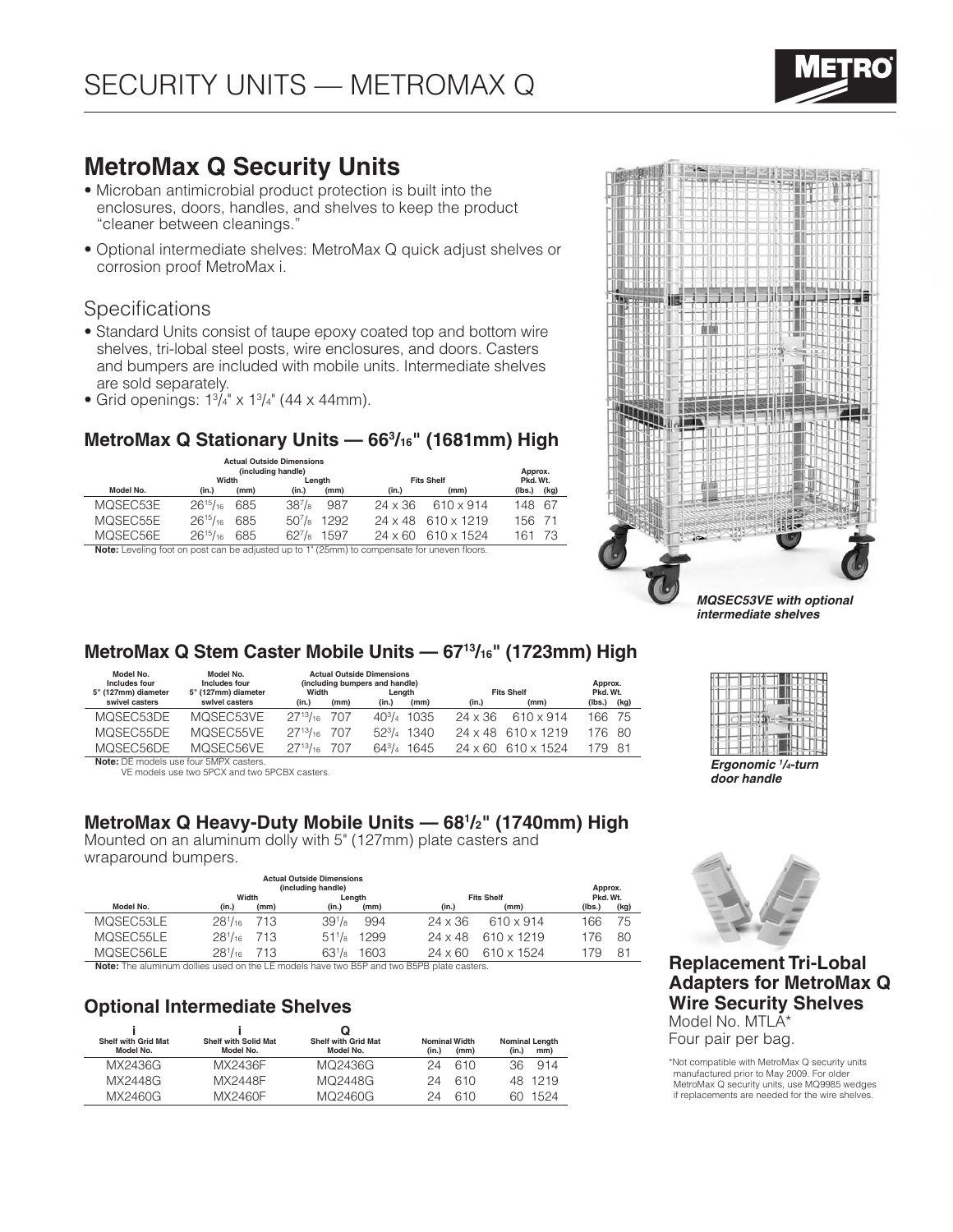// SECURITY UNITS — METROMAX Q

# MetroMax Q Security Units

- Microban antimicrobial product protection is built into the enclosures, doors, handles, and shelves to keep the product "cleaner between cleanings."
- Optional intermediate shelves: MetroMax Q quick adjust shelves or corrosion proof MetroMax i.

## Specifications

- Standard Units consist of taupe epoxy coated top and bottom wire shelves, tri-lobal steel posts, wire enclosures, and doors. Casters and bumpers are included with mobile units. Intermediate shelves are sold separately.
- Grid openings: 1³/₄" x 1³/₄" (44 x 44mm).

### MetroMax Q Stationary Units — 66³/₁₆" (1681mm) High

| Model No. | Actual Outside Dimensions (including handle) Width (in.) | Width (mm) | Length (in.) | Length (mm) | Fits Shelf (in.) | Fits Shelf (mm) | Approx. Pkd. Wt. (lbs.) | (kg) |
|---|---|---|---|---|---|---|---|---|
| MQSEC53E | 26¹⁵/₁₆ | 685 | 38⁷/₈ | 987 | 24 x 36 | 610 x 914 | 148 | 67 |
| MQSEC55E | 26¹⁵/₁₆ | 685 | 50⁷/₈ | 1292 | 24 x 48 | 610 x 1219 | 156 | 71 |
| MQSEC56E | 26¹⁵/₁₆ | 685 | 62⁷/₈ | 1597 | 24 x 60 | 610 x 1524 | 161 | 73 |

**Note:** Leveling foot on post can be adjusted up to 1" (25mm) to compensate for uneven floors.

*MQSEC53VE with optional intermediate shelves*

### MetroMax Q Stem Caster Mobile Units — 67¹³/₁₆" (1723mm) High

| Model No. Includes four 5" (127mm) diameter swivel casters | Model No. Includes four 5" (127mm) diameter swivel casters | Actual Outside Dimensions (including bumpers and handle) Width (in.) | Width (mm) | Length (in.) | Length (mm) | Fits Shelf (in.) | Fits Shelf (mm) | Approx. Pkd. Wt. (lbs.) | (kg) |
|---|---|---|---|---|---|---|---|---|---|
| MQSEC53DE | MQSEC53VE | 27¹³/₁₆ | 707 | 40³/₄ | 1035 | 24 x 36 | 610 x 914 | 166 | 75 |
| MQSEC55DE | MQSEC55VE | 27¹³/₁₆ | 707 | 52³/₄ | 1340 | 24 x 48 | 610 x 1219 | 176 | 80 |
| MQSEC56DE | MQSEC56VE | 27¹³/₁₆ | 707 | 64³/₄ | 1645 | 24 x 60 | 610 x 1524 | 179 | 81 |

**Note:** DE models use four 5MPX casters.
VE models use two 5PCX and two 5PCBX casters.

*Ergonomic ¹/₄-turn door handle*

### MetroMax Q Heavy-Duty Mobile Units — 68¹/₂" (1740mm) High

Mounted on an aluminum dolly with 5" (127mm) plate casters and wraparound bumpers.

| Model No. | Actual Outside Dimensions (including handle) Width (in.) | Width (mm) | Length (in.) | Length (mm) | Fits Shelf (in.) | Fits Shelf (mm) | Approx. Pkd. Wt. (lbs.) | (kg) |
|---|---|---|---|---|---|---|---|---|
| MQSEC53LE | 28¹/₁₆ | 713 | 39¹/₈ | 994 | 24 x 36 | 610 x 914 | 166 | 75 |
| MQSEC55LE | 28¹/₁₆ | 713 | 51¹/₈ | 1299 | 24 x 48 | 610 x 1219 | 176 | 80 |
| MQSEC56LE | 28¹/₁₆ | 713 | 63¹/₈ | 1603 | 24 x 60 | 610 x 1524 | 179 | 81 |

**Note:** The aluminum dollies used on the LE models have two B5P and two B5PB plate casters.

### Optional Intermediate Shelves

| i Shelf with Grid Mat Model No. | i Shelf with Solid Mat Model No. | Q Shelf with Grid Mat Model No. | Nominal Width (in.) | (mm) | Nominal Length (in.) | mm) |
|---|---|---|---|---|---|---|
| MX2436G | MX2436F | MQ2436G | 24 | 610 | 36 | 914 |
| MX2448G | MX2448F | MQ2448G | 24 | 610 | 48 | 1219 |
| MX2460G | MX2460F | MQ2460G | 24 | 610 | 60 | 1524 |

### Replacement Tri-Lobal Adapters for MetroMax Q Wire Security Shelves

Model No. MTLA*
Four pair per bag.

*Not compatible with MetroMax Q security units manufactured prior to May 2009. For older MetroMax Q security units, use MQ9985 wedges if replacements are needed for the wire shelves.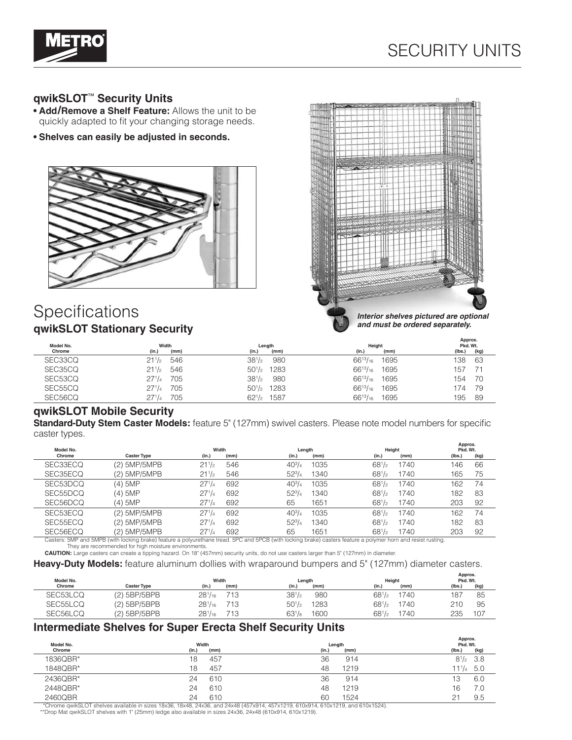# SECURITY UNITS

## qwikSLOT™ Security Units

- **Add/Remove a Shelf Feature:** Allows the unit to be quickly adapted to fit your changing storage needs.
- **Shelves can easily be adjusted in seconds.**

*Interior shelves pictured are optional and must be ordered separately.*

# Specifications

### qwikSLOT Stationary Security

| Model No. Chrome | Width (in.) | Width (mm) | Length (in.) | Length (mm) | Height (in.) | Height (mm) | Approx. Pkd. Wt. (lbs.) | Approx. Pkd. Wt. (kg) |
|---|---|---|---|---|---|---|---|---|
| SEC33CQ | 21 1/2 | 546 | 38 1/2 | 980 | 66 13/16 | 1695 | 138 | 63 |
| SEC35CQ | 21 1/2 | 546 | 50 1/2 | 1283 | 66 13/16 | 1695 | 157 | 71 |
| SEC53CQ | 27 1/4 | 705 | 38 1/2 | 980 | 66 13/16 | 1695 | 154 | 70 |
| SEC55CQ | 27 1/4 | 705 | 50 1/2 | 1283 | 66 13/16 | 1695 | 174 | 79 |
| SEC56CQ | 27 1/4 | 705 | 62 1/2 | 1587 | 66 13/16 | 1695 | 195 | 89 |

### qwikSLOT Mobile Security

**Standard-Duty Stem Caster Models:** feature 5" (127mm) swivel casters. Please note model numbers for specific caster types.

| Model No. Chrome | Caster Type | Width (in.) | Width (mm) | Length (in.) | Length (mm) | Height (in.) | Height (mm) | Approx. Pkd. Wt. (lbs.) | Approx. Pkd. Wt. (kg) |
|---|---|---|---|---|---|---|---|---|---|
| SEC33ECQ | (2) 5MP/5MPB | 21 1/2 | 546 | 40 3/4 | 1035 | 68 1/2 | 1740 | 146 | 66 |
| SEC35ECQ | (2) 5MP/5MPB | 21 1/2 | 546 | 52 3/4 | 1340 | 68 1/2 | 1740 | 165 | 75 |
| SEC53DCQ | (4) 5MP | 27 1/4 | 692 | 40 3/4 | 1035 | 68 1/2 | 1740 | 162 | 74 |
| SEC55DCQ | (4) 5MP | 27 1/4 | 692 | 52 3/4 | 1340 | 68 1/2 | 1740 | 182 | 83 |
| SEC56DCQ | (4) 5MP | 27 1/4 | 692 | 65 | 1651 | 68 1/2 | 1740 | 203 | 92 |
| SEC53ECQ | (2) 5MP/5MPB | 27 1/4 | 692 | 40 3/4 | 1035 | 68 1/2 | 1740 | 162 | 74 |
| SEC55ECQ | (2) 5MP/5MPB | 27 1/4 | 692 | 52 3/4 | 1340 | 68 1/2 | 1740 | 182 | 83 |
| SEC56ECQ | (2) 5MP/5MPB | 27 1/4 | 692 | 65 | 1651 | 68 1/2 | 1740 | 203 | 92 |

Casters: 5MP and 5MPB (with locking brake) feature a polyurethane tread. 5PC and 5PCB (with locking brake) casters feature a polymer horn and resist rusting. They are recommended for high moisture environments.

**CAUTION:** Large casters can create a tipping hazard. On 18" (457mm) security units, do not use casters larger than 5" (127mm) in diameter.

**Heavy-Duty Models:** feature aluminum dollies with wraparound bumpers and 5" (127mm) diameter casters.

| Model No. Chrome | Caster Type | Width (in.) | Width (mm) | Length (in.) | Length (mm) | Height (in.) | Height (mm) | Approx. Pkd. Wt. (lbs.) | Approx. Pkd. Wt. (kg) |
|---|---|---|---|---|---|---|---|---|---|
| SEC53LCQ | (2) 5BP/5BPB | 28 1/16 | 713 | 38 1/2 | 980 | 68 1/2 | 1740 | 187 | 85 |
| SEC55LCQ | (2) 5BP/5BPB | 28 1/16 | 713 | 50 1/2 | 1283 | 68 1/2 | 1740 | 210 | 95 |
| SEC56LCQ | (2) 5BP/5BPB | 28 1/16 | 713 | 63 1/8 | 1600 | 68 1/2 | 1740 | 235 | 107 |

### Intermediate Shelves for Super Erecta Shelf Security Units

| Model No. Chrome | Width (in.) | Width (mm) | Length (in.) | Length (mm) | Approx. Pkd. Wt. (lbs.) | Approx. Pkd. Wt. (kg) |
|---|---|---|---|---|---|---|
| 1836QBR* | 18 | 457 | 36 | 914 | 8 1/2 | 3.8 |
| 1848QBR* | 18 | 457 | 48 | 1219 | 11 1/4 | 5.0 |
| 2436QBR* | 24 | 610 | 36 | 914 | 13 | 6.0 |
| 2448QBR* | 24 | 610 | 48 | 1219 | 16 | 7.0 |
| 2460QBR | 24 | 610 | 60 | 1524 | 21 | 9.5 |

*Chrome qwikSLOT shelves available in sizes 18x36, 18x48, 24x36, and 24x48 (457x914, 457x1219, 610x914, 610x1219, and 610x1524).
**Drop Mat qwikSLOT shelves with 1" (25mm) ledge also available in sizes 24x36, 24x48 (610x914, 610x1219).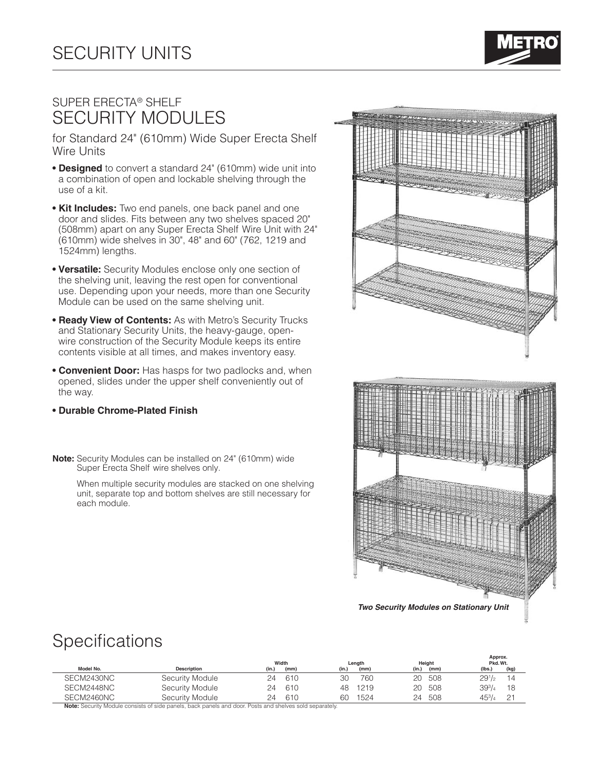# SECURITY UNITS

## SUPER ERECTA® SHELF SECURITY MODULES

for Standard 24" (610mm) Wide Super Erecta Shelf Wire Units

- **Designed** to convert a standard 24" (610mm) wide unit into a combination of open and lockable shelving through the use of a kit.
- **Kit Includes:** Two end panels, one back panel and one door and slides. Fits between any two shelves spaced 20" (508mm) apart on any Super Erecta Shelf Wire Unit with 24" (610mm) wide shelves in 30", 48" and 60" (762, 1219 and 1524mm) lengths.
- **Versatile:** Security Modules enclose only one section of the shelving unit, leaving the rest open for conventional use. Depending upon your needs, more than one Security Module can be used on the same shelving unit.
- **Ready View of Contents:** As with Metro's Security Trucks and Stationary Security Units, the heavy-gauge, open-wire construction of the Security Module keeps its entire contents visible at all times, and makes inventory easy.
- **Convenient Door:** Has hasps for two padlocks and, when opened, slides under the upper shelf conveniently out of the way.
- **Durable Chrome-Plated Finish**

**Note:** Security Modules can be installed on 24" (610mm) wide Super Erecta Shelf wire shelves only.

When multiple security modules are stacked on one shelving unit, separate top and bottom shelves are still necessary for each module.

***Two Security Modules on Stationary Unit***

# Specifications

| Model No. | Description | Width (in.) | Width (mm) | Length (in.) | Length (mm) | Height (in.) | Height (mm) | Approx. Pkd. Wt. (lbs.) | Approx. Pkd. Wt. (kg) |
|---|---|---|---|---|---|---|---|---|---|
| SECM2430NC | Security Module | 24 | 610 | 30 | 760 | 20 | 508 | 29½ | 14 |
| SECM2448NC | Security Module | 24 | 610 | 48 | 1219 | 20 | 508 | 39¾ | 18 |
| SECM2460NC | Security Module | 24 | 610 | 60 | 1524 | 24 | 508 | 45¾ | 21 |

**Note:** Security Module consists of side panels, back panels and door. Posts and shelves sold separately.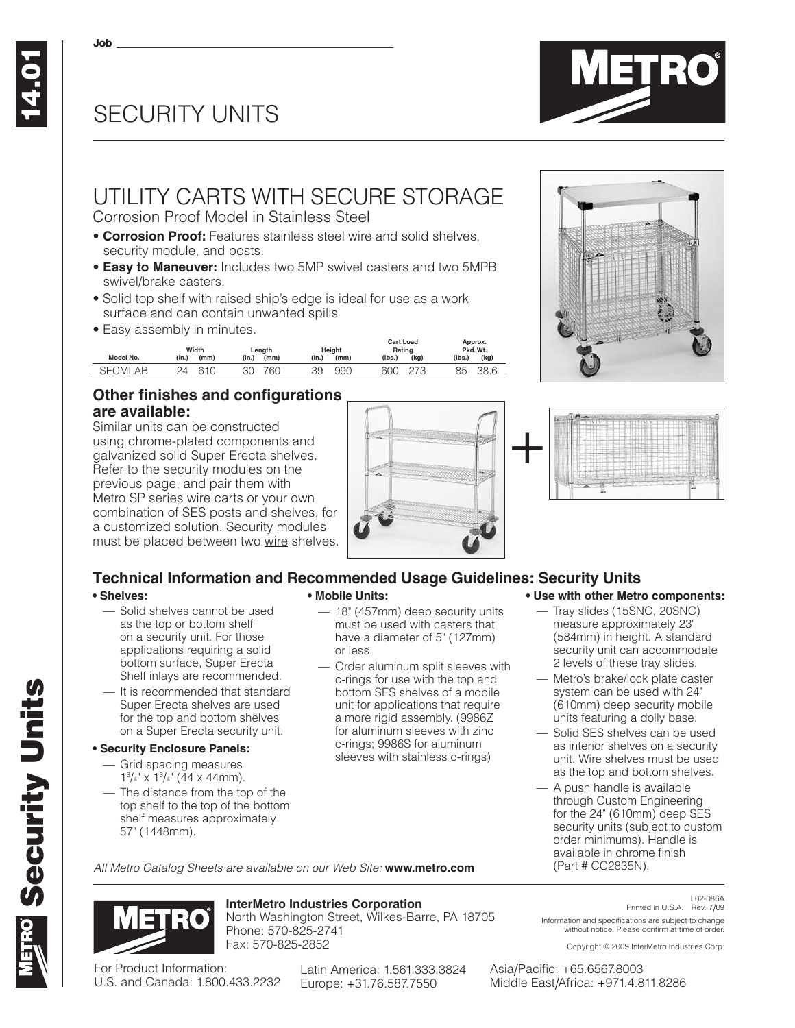Job ___________________________________________

# SECURITY UNITS

## UTILITY CARTS WITH SECURE STORAGE

Corrosion Proof Model in Stainless Steel

- **Corrosion Proof:** Features stainless steel wire and solid shelves, security module, and posts.
- **Easy to Maneuver:** Includes two 5MP swivel casters and two 5MPB swivel/brake casters.
- Solid top shelf with raised ship's edge is ideal for use as a work surface and can contain unwanted spills
- Easy assembly in minutes.

| Model No. | Width (in.) | Width (mm) | Length (in.) | Length (mm) | Height (in.) | Height (mm) | Cart Load Rating (lbs.) | Cart Load Rating (kg) | Approx. Pkd. Wt. (lbs.) | Approx. Pkd. Wt. (kg) |
|---|---|---|---|---|---|---|---|---|---|---|
| SECMLAB | 24 | 610 | 30 | 760 | 39 | 990 | 600 | 273 | 85 | 38.6 |

### Other finishes and configurations are available:

Similar units can be constructed using chrome-plated components and galvanized solid Super Erecta shelves. Refer to the security modules on the previous page, and pair them with Metro SP series wire carts or your own combination of SES posts and shelves, for a customized solution. Security modules must be placed between two wire shelves.

+

### Technical Information and Recommended Usage Guidelines: Security Units

- **Shelves:**
  - Solid shelves cannot be used as the top or bottom shelf on a security unit. For those applications requiring a solid bottom surface, Super Erecta Shelf inlays are recommended.
  - It is recommended that standard Super Erecta shelves are used for the top and bottom shelves on a Super Erecta security unit.
- **Security Enclosure Panels:**
  - Grid spacing measures 1³/₄" x 1³/₄" (44 x 44mm).
  - The distance from the top of the top shelf to the top of the bottom shelf measures approximately 57" (1448mm).
- **Mobile Units:**
  - 18" (457mm) deep security units must be used with casters that have a diameter of 5" (127mm) or less.
  - Order aluminum split sleeves with c-rings for use with the top and bottom SES shelves of a mobile unit for applications that require a more rigid assembly. (9986Z for aluminum sleeves with zinc c-rings; 9986S for aluminum sleeves with stainless c-rings)
- **Use with other Metro components:**
  - Tray slides (15SNC, 20SNC) measure approximately 23" (584mm) in height. A standard security unit can accommodate 2 levels of these tray slides.
  - Metro's brake/lock plate caster system can be used with 24" (610mm) deep security mobile units featuring a dolly base.
  - Solid SES shelves can be used as interior shelves on a security unit. Wire shelves must be used as the top and bottom shelves.
  - A push handle is available through Custom Engineering for the 24" (610mm) deep SES security units (subject to custom order minimums). Handle is available in chrome finish (Part # CC2835N).

*All Metro Catalog Sheets are available on our Web Site:* **www.metro.com**

**InterMetro Industries Corporation**
North Washington Street, Wilkes-Barre, PA 18705
Phone: 570-825-2741
Fax: 570-825-2852

L02-086A
Printed in U.S.A. Rev. 7/09

Information and specifications are subject to change without notice. Please confirm at time of order.

Copyright © 2009 InterMetro Industries Corp.

For Product Information:
U.S. and Canada: 1.800.433.2232
Latin America: 1.561.333.3824
Europe: +31.76.587.7550
Asia/Pacific: +65.6567.8003
Middle East/Africa: +971.4.811.8286